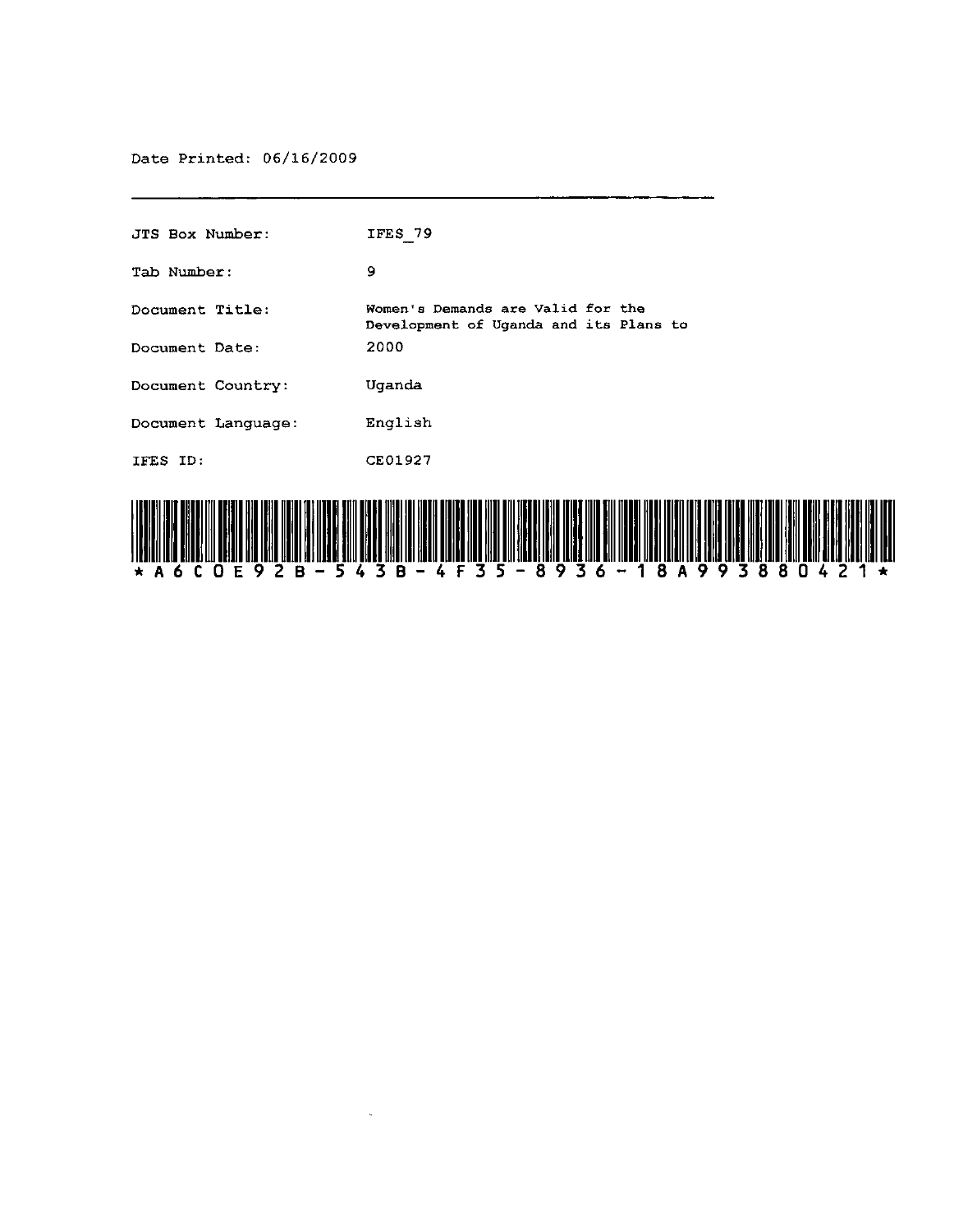Date Printed: 06/16/2009

---

| | |
|---|---|
| JTS Box Number: | IFES_79 |
| Tab Number: | 9 |
| Document Title: | Women's Demands are Valid for the Development of Uganda and its Plans to |
| Document Date: | 2000 |
| Document Country: | Uganda |
| Document Language: | English |
| IFES ID: | CE01927 |

*A6C0E92B-543B-4F35-8936-18A993880421*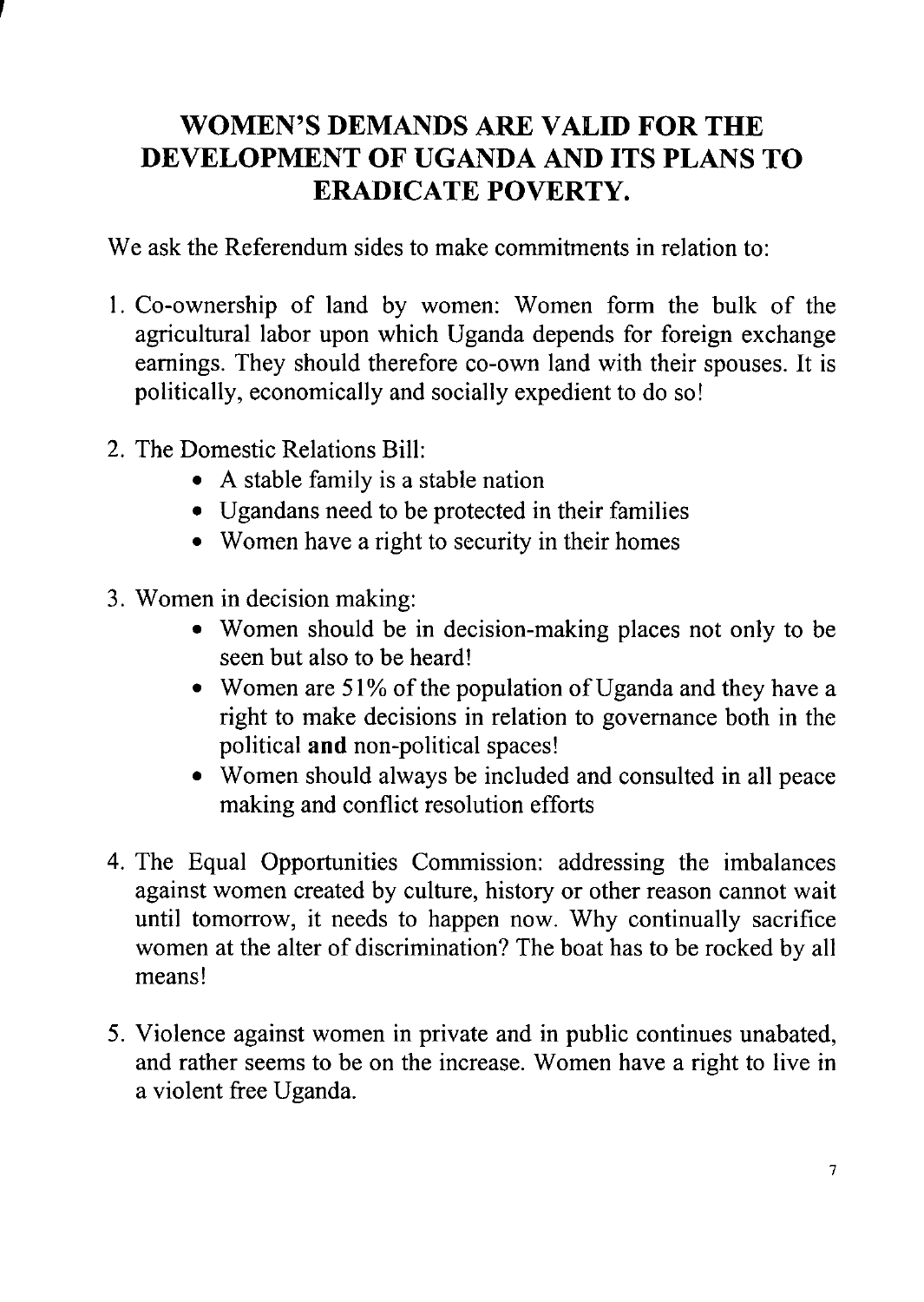# WOMEN'S DEMANDS ARE VALID FOR THE DEVELOPMENT OF UGANDA AND ITS PLANS TO ERADICATE POVERTY.

We ask the Referendum sides to make commitments in relation to:

1. Co-ownership of land by women: Women form the bulk of the agricultural labor upon which Uganda depends for foreign exchange earnings. They should therefore co-own land with their spouses. It is politically, economically and socially expedient to do so!

2. The Domestic Relations Bill:
    - A stable family is a stable nation
    - Ugandans need to be protected in their families
    - Women have a right to security in their homes

3. Women in decision making:
    - Women should be in decision-making places not only to be seen but also to be heard!
    - Women are 51% of the population of Uganda and they have a right to make decisions in relation to governance both in the political **and** non-political spaces!
    - Women should always be included and consulted in all peace making and conflict resolution efforts

4. The Equal Opportunities Commission: addressing the imbalances against women created by culture, history or other reason cannot wait until tomorrow, it needs to happen now. Why continually sacrifice women at the alter of discrimination? The boat has to be rocked by all means!

5. Violence against women in private and in public continues unabated, and rather seems to be on the increase. Women have a right to live in a violent free Uganda.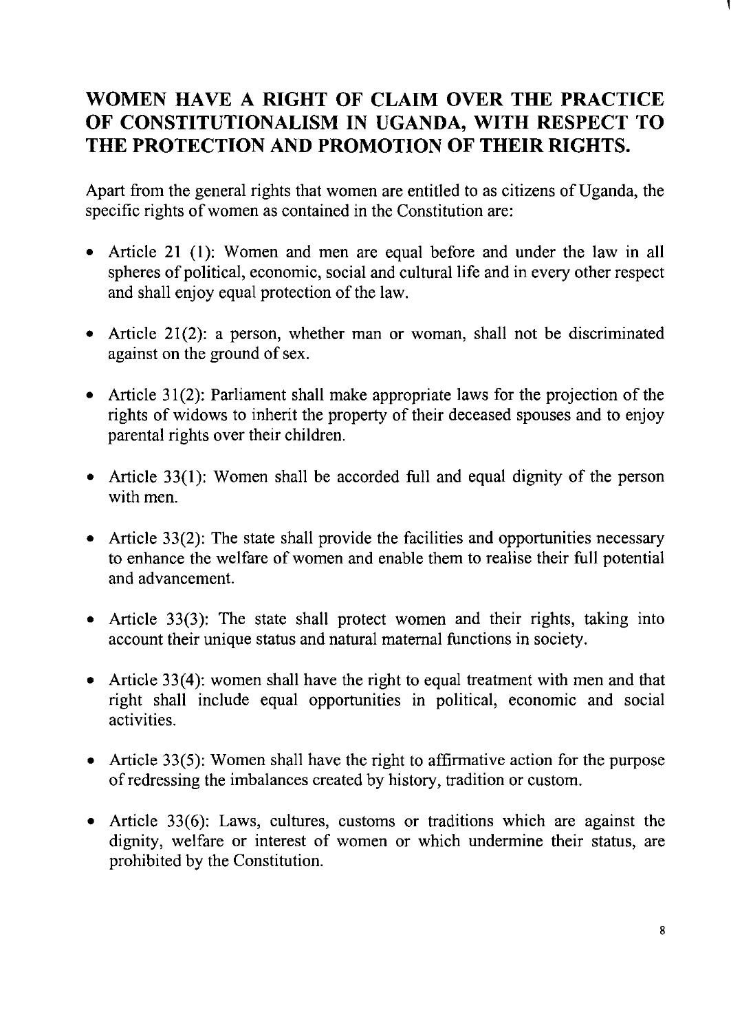## WOMEN HAVE A RIGHT OF CLAIM OVER THE PRACTICE OF CONSTITUTIONALISM IN UGANDA, WITH RESPECT TO THE PROTECTION AND PROMOTION OF THEIR RIGHTS.

Apart from the general rights that women are entitled to as citizens of Uganda, the specific rights of women as contained in the Constitution are:

- Article 21 (1): Women and men are equal before and under the law in all spheres of political, economic, social and cultural life and in every other respect and shall enjoy equal protection of the law.

- Article 21(2): a person, whether man or woman, shall not be discriminated against on the ground of sex.

- Article 31(2): Parliament shall make appropriate laws for the projection of the rights of widows to inherit the property of their deceased spouses and to enjoy parental rights over their children.

- Article 33(1): Women shall be accorded full and equal dignity of the person with men.

- Article 33(2): The state shall provide the facilities and opportunities necessary to enhance the welfare of women and enable them to realise their full potential and advancement.

- Article 33(3): The state shall protect women and their rights, taking into account their unique status and natural maternal functions in society.

- Article 33(4): women shall have the right to equal treatment with men and that right shall include equal opportunities in political, economic and social activities.

- Article 33(5): Women shall have the right to affirmative action for the purpose of redressing the imbalances created by history, tradition or custom.

- Article 33(6): Laws, cultures, customs or traditions which are against the dignity, welfare or interest of women or which undermine their status, are prohibited by the Constitution.